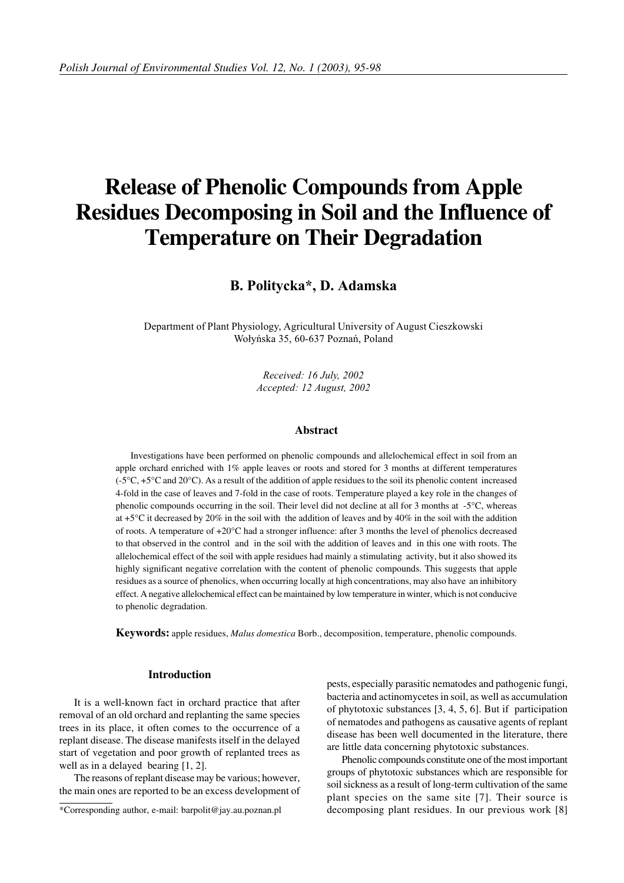# Release of Phenolic Compounds from Apple Residues Decomposing in Soil and the Influence of Temperature on Their Degradation

**B. Politycka\*, D. Adamska**

Department of Plant Physiology, Agricultural University of August Cieszkowski
Wołyńska 35, 60-637 Poznań, Poland

*Received: 16 July, 2002*
*Accepted: 12 August, 2002*

### Abstract

Investigations have been performed on phenolic compounds and allelochemical effect in soil from an apple orchard enriched with 1% apple leaves or roots and stored for 3 months at different temperatures (-5°C, +5°C and 20°C). As a result of the addition of apple residues to the soil its phenolic content increased 4-fold in the case of leaves and 7-fold in the case of roots. Temperature played a key role in the changes of phenolic compounds occurring in the soil. Their level did not decline at all for 3 months at -5°C, whereas at +5°C it decreased by 20% in the soil with the addition of leaves and by 40% in the soil with the addition of roots. A temperature of +20°C had a stronger influence: after 3 months the level of phenolics decreased to that observed in the control and in the soil with the addition of leaves and in this one with roots. The allelochemical effect of the soil with apple residues had mainly a stimulating activity, but it also showed its highly significant negative correlation with the content of phenolic compounds. This suggests that apple residues as a source of phenolics, when occurring locally at high concentrations, may also have an inhibitory effect. A negative allelochemical effect can be maintained by low temperature in winter, which is not conducive to phenolic degradation.

**Keywords:** apple residues, *Malus domestica* Borb., decomposition, temperature, phenolic compounds.

## Introduction

It is a well-known fact in orchard practice that after removal of an old orchard and replanting the same species trees in its place, it often comes to the occurrence of a replant disease. The disease manifests itself in the delayed start of vegetation and poor growth of replanted trees as well as in a delayed bearing [1, 2].

The reasons of replant disease may be various; however, the main ones are reported to be an excess development of pests, especially parasitic nematodes and pathogenic fungi, bacteria and actinomycetes in soil, as well as accumulation of phytotoxic substances [3, 4, 5, 6]. But if participation of nematodes and pathogens as causative agents of replant disease has been well documented in the literature, there are little data concerning phytotoxic substances.

Phenolic compounds constitute one of the most important groups of phytotoxic substances which are responsible for soil sickness as a result of long-term cultivation of the same plant species on the same site [7]. Their source is decomposing plant residues. In our previous work [8]

\*Corresponding author, e-mail: barpolit@jay.au.poznan.pl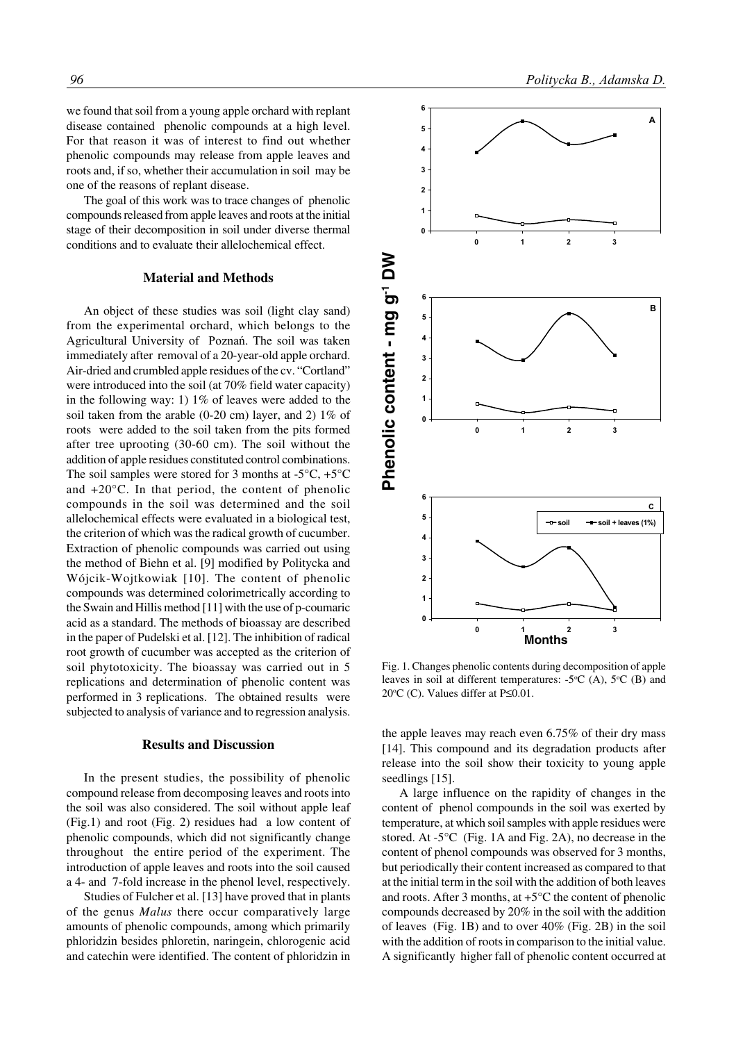we found that soil from a young apple orchard with replant disease contained phenolic compounds at a high level. For that reason it was of interest to find out whether phenolic compounds may release from apple leaves and roots and, if so, whether their accumulation in soil may be one of the reasons of replant disease.

The goal of this work was to trace changes of phenolic compounds released from apple leaves and roots at the initial stage of their decomposition in soil under diverse thermal conditions and to evaluate their allelochemical effect.

## Material and Methods

An object of these studies was soil (light clay sand) from the experimental orchard, which belongs to the Agricultural University of Poznań. The soil was taken immediately after removal of a 20-year-old apple orchard. Air-dried and crumbled apple residues of the cv. "Cortland" were introduced into the soil (at 70% field water capacity) in the following way: 1) 1% of leaves were added to the soil taken from the arable (0-20 cm) layer, and 2) 1% of roots were added to the soil taken from the pits formed after tree uprooting (30-60 cm). The soil without the addition of apple residues constituted control combinations. The soil samples were stored for 3 months at -5°C, +5°C and +20°C. In that period, the content of phenolic compounds in the soil was determined and the soil allelochemical effects were evaluated in a biological test, the criterion of which was the radical growth of cucumber. Extraction of phenolic compounds was carried out using the method of Biehn et al. [9] modified by Politycka and Wójcik-Wojtkowiak [10]. The content of phenolic compounds was determined colorimetrically according to the Swain and Hillis method [11] with the use of p-coumaric acid as a standard. The methods of bioassay are described in the paper of Pudelski et al. [12]. The inhibition of radical root growth of cucumber was accepted as the criterion of soil phytotoxicity. The bioassay was carried out in 5 replications and determination of phenolic content was performed in 3 replications. The obtained results were subjected to analysis of variance and to regression analysis.

## Results and Discussion

In the present studies, the possibility of phenolic compound release from decomposing leaves and roots into the soil was also considered. The soil without apple leaf (Fig.1) and root (Fig. 2) residues had a low content of phenolic compounds, which did not significantly change throughout the entire period of the experiment. The introduction of apple leaves and roots into the soil caused a 4- and 7-fold increase in the phenol level, respectively.

Studies of Fulcher et al. [13] have proved that in plants of the genus *Malus* there occur comparatively large amounts of phenolic compounds, among which primarily phloridzin besides phloretin, naringein, chlorogenic acid and catechin were identified. The content of phloridzin in the apple leaves may reach even 6.75% of their dry mass [14]. This compound and its degradation products after release into the soil show their toxicity to young apple seedlings [15].

Fig. 1. Changes phenolic contents during decomposition of apple leaves in soil at different temperatures: -5°C (A), 5°C (B) and 20°C (C). Values differ at P≤0.01.

A large influence on the rapidity of changes in the content of phenol compounds in the soil was exerted by temperature, at which soil samples with apple residues were stored. At -5°C (Fig. 1A and Fig. 2A), no decrease in the content of phenol compounds was observed for 3 months, but periodically their content increased as compared to that at the initial term in the soil with the addition of both leaves and roots. After 3 months, at +5°C the content of phenolic compounds decreased by 20% in the soil with the addition of leaves (Fig. 1B) and to over 40% (Fig. 2B) in the soil with the addition of roots in comparison to the initial value. A significantly higher fall of phenolic content occurred at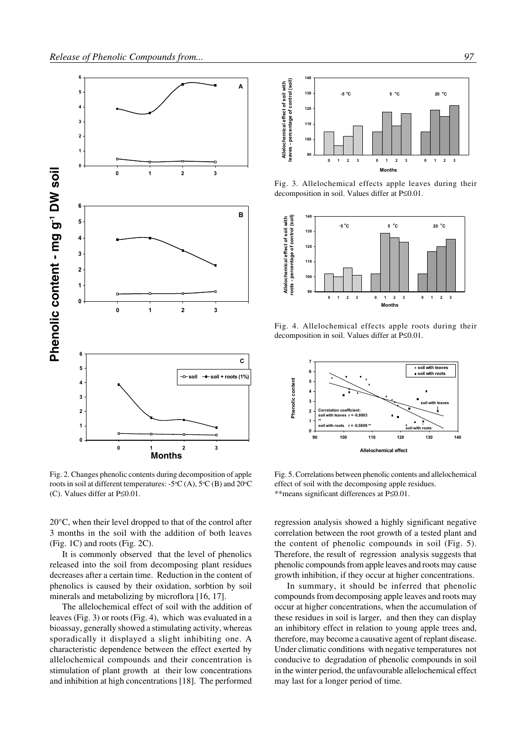Fig. 2. Changes phenolic contents during decomposition of apple roots in soil at different temperatures: -5°C (A), 5°C (B) and 20°C (C). Values differ at P≤0.01.

Fig. 3. Allelochemical effects apple leaves during their decomposition in soil. Values differ at P≤0.01.

Fig. 4. Allelochemical effects apple roots during their decomposition in soil. Values differ at P≤0.01.

Fig. 5. Correlations between phenolic contents and allelochemical effect of soil with the decomposing apple residues.
**means significant differences at P≤0.01.

20°C, when their level dropped to that of the control after 3 months in the soil with the addition of both leaves (Fig. 1C) and roots (Fig. 2C).

It is commonly observed that the level of phenolics released into the soil from decomposing plant residues decreases after a certain time. Reduction in the content of phenolics is caused by their oxidation, sorbtion by soil minerals and metabolizing by microflora [16, 17].

The allelochemical effect of soil with the addition of leaves (Fig. 3) or roots (Fig. 4), which was evaluated in a bioassay, generally showed a stimulating activity, whereas sporadically it displayed a slight inhibiting one. A characteristic dependence between the effect exerted by allelochemical compounds and their concentration is stimulation of plant growth at their low concentrations and inhibition at high concentrations [18]. The performed regression analysis showed a highly significant negative correlation between the root growth of a tested plant and the content of phenolic compounds in soil (Fig. 5). Therefore, the result of regression analysis suggests that phenolic compounds from apple leaves and roots may cause growth inhibition, if they occur at higher concentrations.

In summary, it should be inferred that phenolic compounds from decomposing apple leaves and roots may occur at higher concentrations, when the accumulation of these residues in soil is larger, and then they can display an inhibitory effect in relation to young apple trees and, therefore, may become a causative agent of replant disease. Under climatic conditions with negative temperatures not conducive to degradation of phenolic compounds in soil in the winter period, the unfavourable allelochemical effect may last for a longer period of time.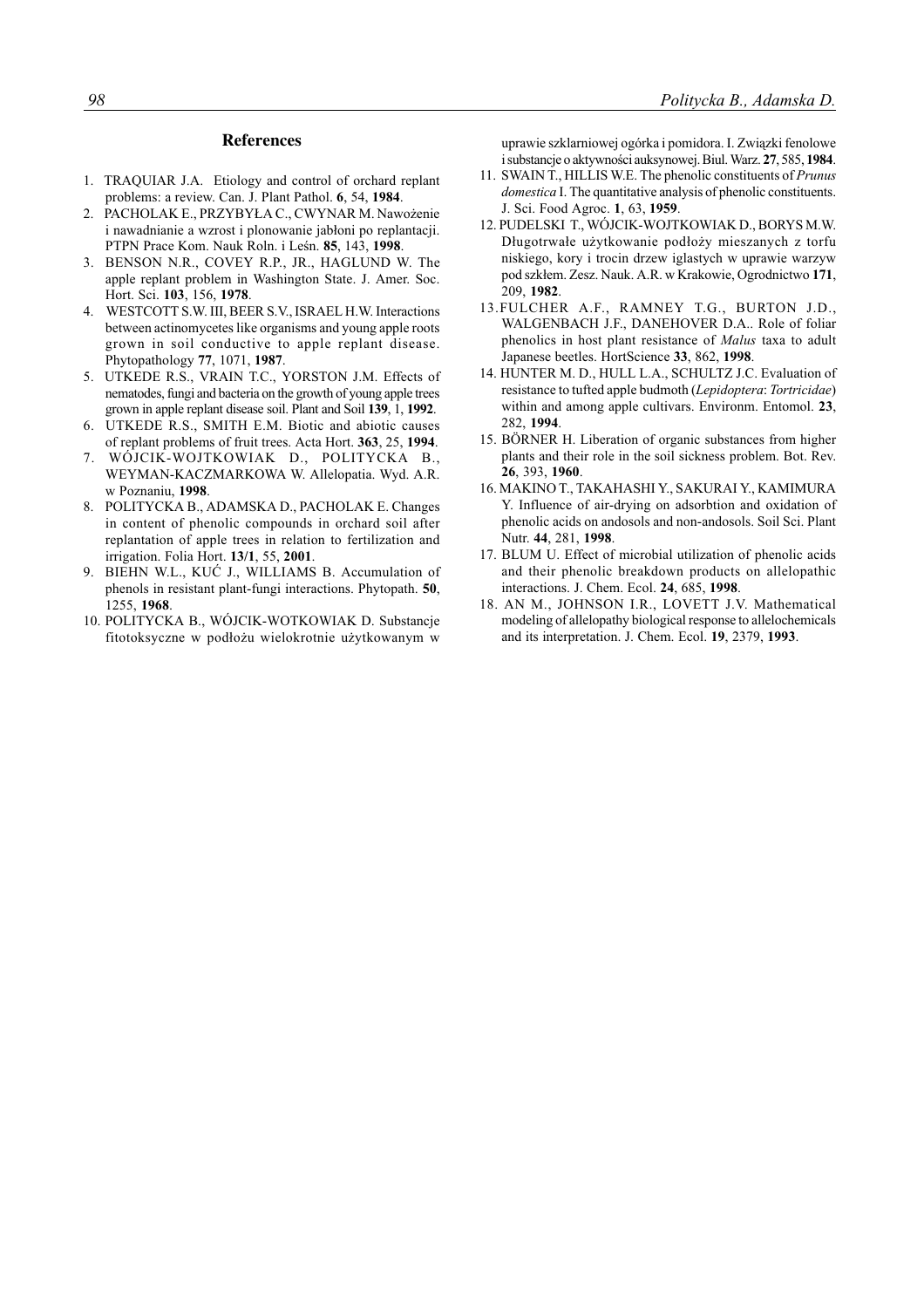## References

1. TRAQUIAR J.A. Etiology and control of orchard replant problems: a review. Can. J. Plant Pathol. **6**, 54, **1984**.
2. PACHOLAK E., PRZYBYŁA C., CWYNAR M. Nawożenie i nawadnianie a wzrost i plonowanie jabłoni po replantacji. PTPN Prace Kom. Nauk Roln. i Leśn. **85**, 143, **1998**.
3. BENSON N.R., COVEY R.P., JR., HAGLUND W. The apple replant problem in Washington State. J. Amer. Soc. Hort. Sci. **103**, 156, **1978**.
4. WESTCOTT S.W. III, BEER S.V., ISRAEL H.W. Interactions between actinomycetes like organisms and young apple roots grown in soil conductive to apple replant disease. Phytopathology **77**, 1071, **1987**.
5. UTKEDE R.S., VRAIN T.C., YORSTON J.M. Effects of nematodes, fungi and bacteria on the growth of young apple trees grown in apple replant disease soil. Plant and Soil **139**, 1, **1992**.
6. UTKEDE R.S., SMITH E.M. Biotic and abiotic causes of replant problems of fruit trees. Acta Hort. **363**, 25, **1994**.
7. WÓJCIK-WOJTKOWIAK D., POLITYCKA B., WEYMAN-KACZMARKOWA W. Allelopatia. Wyd. A.R. w Poznaniu, **1998**.
8. POLITYCKA B., ADAMSKA D., PACHOLAK E. Changes in content of phenolic compounds in orchard soil after replantation of apple trees in relation to fertilization and irrigation. Folia Hort. **13/1**, 55, **2001**.
9. BIEHN W.L., KUĆ J., WILLIAMS B. Accumulation of phenols in resistant plant-fungi interactions. Phytopath. **50**, 1255, **1968**.
10. POLITYCKA B., WÓJCIK-WOTKOWIAK D. Substancje fitotoksyczne w podłożu wielokrotnie użytkowanym w uprawie szklarniowej ogórka i pomidora. I. Związki fenolowe i substancje o aktywności auksynowej. Biul. Warz. **27**, 585, **1984**.
11. SWAIN T., HILLIS W.E. The phenolic constituents of *Prunus domestica* I. The quantitative analysis of phenolic constituents. J. Sci. Food Agroc. **1**, 63, **1959**.
12. PUDELSKI T., WÓJCIK-WOJTKOWIAK D., BORYS M.W. Długotrwałe użytkowanie podłoży mieszanych z torfu niskiego, kory i trocin drzew iglastych w uprawie warzyw pod szkłem. Zesz. Nauk. A.R. w Krakowie, Ogrodnictwo **171**, 209, **1982**.
13. FULCHER A.F., RAMNEY T.G., BURTON J.D., WALGENBACH J.F., DANEHOVER D.A.. Role of foliar phenolics in host plant resistance of *Malus* taxa to adult Japanese beetles. HortScience **33**, 862, **1998**.
14. HUNTER M. D., HULL L.A., SCHULTZ J.C. Evaluation of resistance to tufted apple budmoth (*Lepidoptera*: *Tortricidae*) within and among apple cultivars. Environm. Entomol. **23**, 282, **1994**.
15. BÖRNER H. Liberation of organic substances from higher plants and their role in the soil sickness problem. Bot. Rev. **26**, 393, **1960**.
16. MAKINO T., TAKAHASHI Y., SAKURAI Y., KAMIMURA Y. Influence of air-drying on adsorbtion and oxidation of phenolic acids on andosols and non-andosols. Soil Sci. Plant Nutr. **44**, 281, **1998**.
17. BLUM U. Effect of microbial utilization of phenolic acids and their phenolic breakdown products on allelopathic interactions. J. Chem. Ecol. **24**, 685, **1998**.
18. AN M., JOHNSON I.R., LOVETT J.V. Mathematical modeling of allelopathy biological response to allelochemicals and its interpretation. J. Chem. Ecol. **19**, 2379, **1993**.